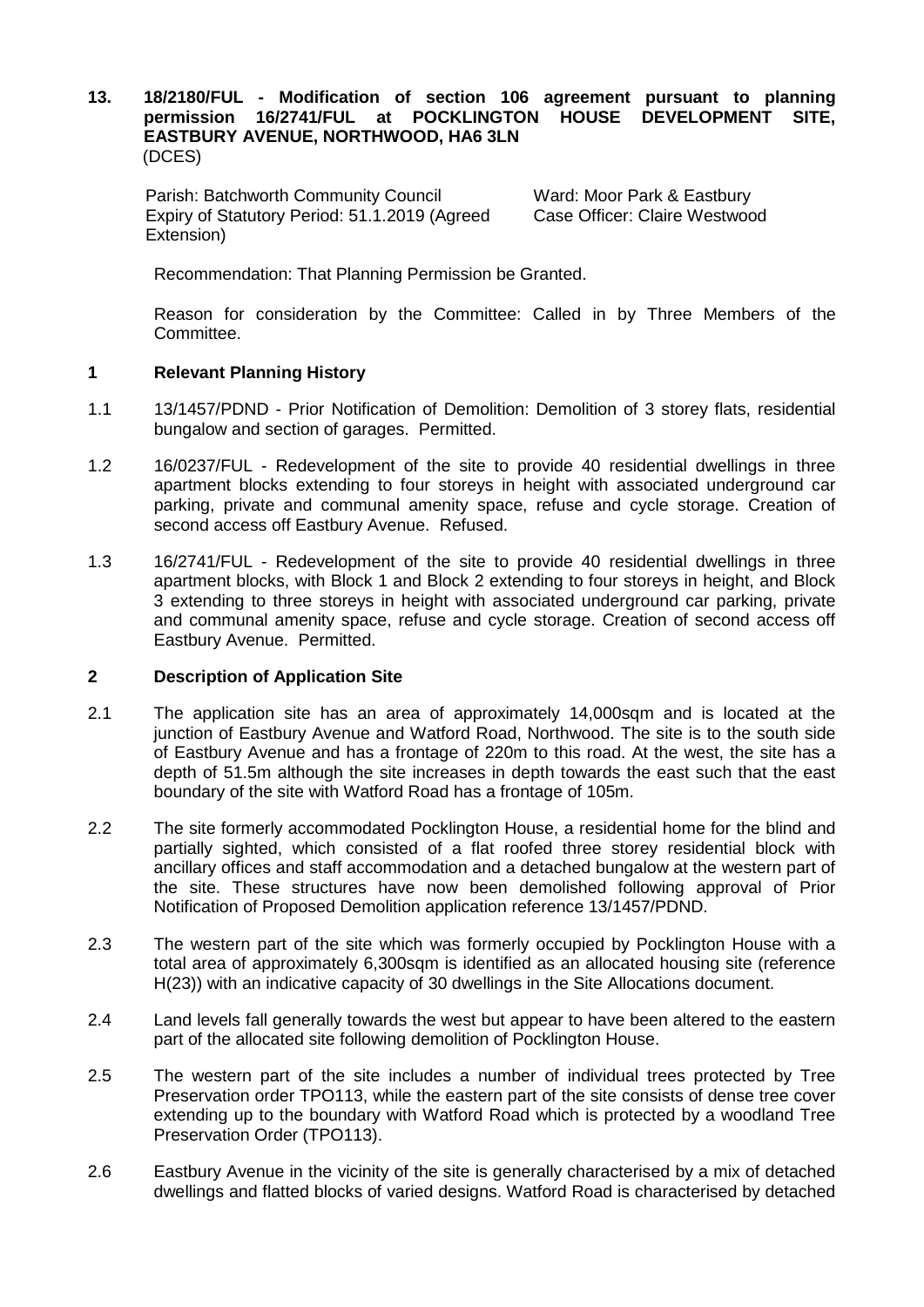## 13. 18/2180/FUL - Modification of section 106 agreement pursuant to planning permission 16/2741/FUL at POCKLINGTON HOUSE DEVELOPMENT SITE, EASTBURY AVENUE, NORTHWOOD, HA6 3LN

(DCES)

Parish: Batchworth Community Council
Ward: Moor Park & Eastbury
Expiry of Statutory Period: 51.1.2019 (Agreed Extension)
Case Officer: Claire Westwood

Recommendation: That Planning Permission be Granted.

Reason for consideration by the Committee: Called in by Three Members of the Committee.

### 1 Relevant Planning History

1.1 13/1457/PDND - Prior Notification of Demolition: Demolition of 3 storey flats, residential bungalow and section of garages. Permitted.

1.2 16/0237/FUL - Redevelopment of the site to provide 40 residential dwellings in three apartment blocks extending to four storeys in height with associated underground car parking, private and communal amenity space, refuse and cycle storage. Creation of second access off Eastbury Avenue. Refused.

1.3 16/2741/FUL - Redevelopment of the site to provide 40 residential dwellings in three apartment blocks, with Block 1 and Block 2 extending to four storeys in height, and Block 3 extending to three storeys in height with associated underground car parking, private and communal amenity space, refuse and cycle storage. Creation of second access off Eastbury Avenue. Permitted.

### 2 Description of Application Site

2.1 The application site has an area of approximately 14,000sqm and is located at the junction of Eastbury Avenue and Watford Road, Northwood. The site is to the south side of Eastbury Avenue and has a frontage of 220m to this road. At the west, the site has a depth of 51.5m although the site increases in depth towards the east such that the east boundary of the site with Watford Road has a frontage of 105m.

2.2 The site formerly accommodated Pocklington House, a residential home for the blind and partially sighted, which consisted of a flat roofed three storey residential block with ancillary offices and staff accommodation and a detached bungalow at the western part of the site. These structures have now been demolished following approval of Prior Notification of Proposed Demolition application reference 13/1457/PDND.

2.3 The western part of the site which was formerly occupied by Pocklington House with a total area of approximately 6,300sqm is identified as an allocated housing site (reference H(23)) with an indicative capacity of 30 dwellings in the Site Allocations document.

2.4 Land levels fall generally towards the west but appear to have been altered to the eastern part of the allocated site following demolition of Pocklington House.

2.5 The western part of the site includes a number of individual trees protected by Tree Preservation order TPO113, while the eastern part of the site consists of dense tree cover extending up to the boundary with Watford Road which is protected by a woodland Tree Preservation Order (TPO113).

2.6 Eastbury Avenue in the vicinity of the site is generally characterised by a mix of detached dwellings and flatted blocks of varied designs. Watford Road is characterised by detached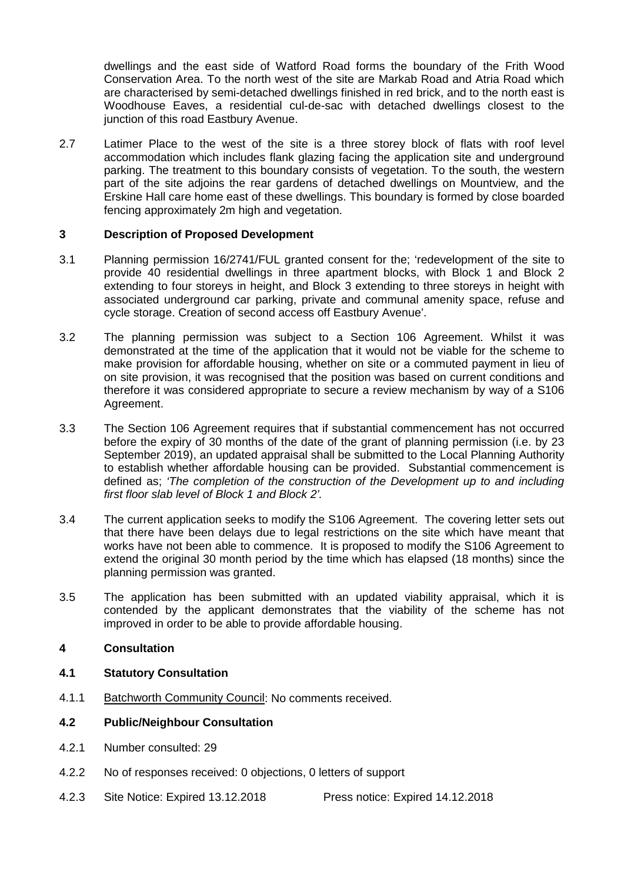dwellings and the east side of Watford Road forms the boundary of the Frith Wood Conservation Area. To the north west of the site are Markab Road and Atria Road which are characterised by semi-detached dwellings finished in red brick, and to the north east is Woodhouse Eaves, a residential cul-de-sac with detached dwellings closest to the junction of this road Eastbury Avenue.

2.7 Latimer Place to the west of the site is a three storey block of flats with roof level accommodation which includes flank glazing facing the application site and underground parking. The treatment to this boundary consists of vegetation. To the south, the western part of the site adjoins the rear gardens of detached dwellings on Mountview, and the Erskine Hall care home east of these dwellings. This boundary is formed by close boarded fencing approximately 2m high and vegetation.

## 3 Description of Proposed Development

3.1 Planning permission 16/2741/FUL granted consent for the; 'redevelopment of the site to provide 40 residential dwellings in three apartment blocks, with Block 1 and Block 2 extending to four storeys in height, and Block 3 extending to three storeys in height with associated underground car parking, private and communal amenity space, refuse and cycle storage. Creation of second access off Eastbury Avenue'.

3.2 The planning permission was subject to a Section 106 Agreement. Whilst it was demonstrated at the time of the application that it would not be viable for the scheme to make provision for affordable housing, whether on site or a commuted payment in lieu of on site provision, it was recognised that the position was based on current conditions and therefore it was considered appropriate to secure a review mechanism by way of a S106 Agreement.

3.3 The Section 106 Agreement requires that if substantial commencement has not occurred before the expiry of 30 months of the date of the grant of planning permission (i.e. by 23 September 2019), an updated appraisal shall be submitted to the Local Planning Authority to establish whether affordable housing can be provided. Substantial commencement is defined as; *'The completion of the construction of the Development up to and including first floor slab level of Block 1 and Block 2'.*

3.4 The current application seeks to modify the S106 Agreement. The covering letter sets out that there have been delays due to legal restrictions on the site which have meant that works have not been able to commence. It is proposed to modify the S106 Agreement to extend the original 30 month period by the time which has elapsed (18 months) since the planning permission was granted.

3.5 The application has been submitted with an updated viability appraisal, which it is contended by the applicant demonstrates that the viability of the scheme has not improved in order to be able to provide affordable housing.

## 4 Consultation

### 4.1 Statutory Consultation

4.1.1 Batchworth Community Council: No comments received.

### 4.2 Public/Neighbour Consultation

4.2.1 Number consulted: 29

4.2.2 No of responses received: 0 objections, 0 letters of support

4.2.3 Site Notice: Expired 13.12.2018 Press notice: Expired 14.12.2018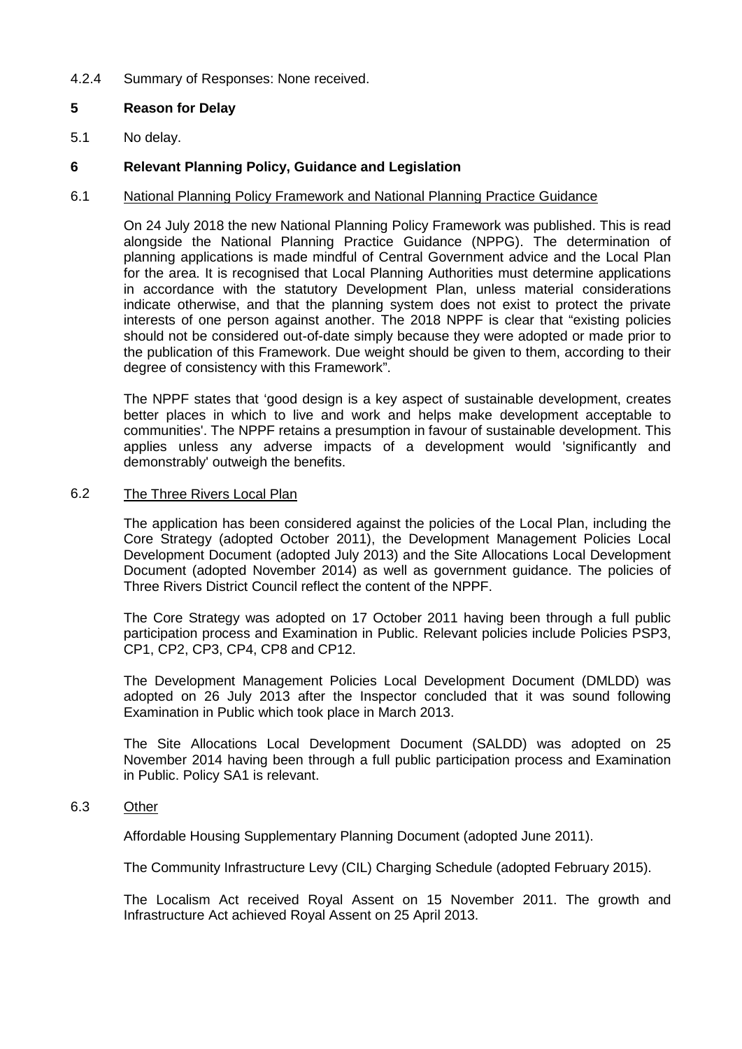4.2.4 Summary of Responses: None received.

## 5 Reason for Delay

5.1 No delay.

## 6 Relevant Planning Policy, Guidance and Legislation

6.1 National Planning Policy Framework and National Planning Practice Guidance

On 24 July 2018 the new National Planning Policy Framework was published. This is read alongside the National Planning Practice Guidance (NPPG). The determination of planning applications is made mindful of Central Government advice and the Local Plan for the area. It is recognised that Local Planning Authorities must determine applications in accordance with the statutory Development Plan, unless material considerations indicate otherwise, and that the planning system does not exist to protect the private interests of one person against another. The 2018 NPPF is clear that "existing policies should not be considered out-of-date simply because they were adopted or made prior to the publication of this Framework. Due weight should be given to them, according to their degree of consistency with this Framework".

The NPPF states that 'good design is a key aspect of sustainable development, creates better places in which to live and work and helps make development acceptable to communities'. The NPPF retains a presumption in favour of sustainable development. This applies unless any adverse impacts of a development would 'significantly and demonstrably' outweigh the benefits.

6.2 The Three Rivers Local Plan

The application has been considered against the policies of the Local Plan, including the Core Strategy (adopted October 2011), the Development Management Policies Local Development Document (adopted July 2013) and the Site Allocations Local Development Document (adopted November 2014) as well as government guidance. The policies of Three Rivers District Council reflect the content of the NPPF.

The Core Strategy was adopted on 17 October 2011 having been through a full public participation process and Examination in Public. Relevant policies include Policies PSP3, CP1, CP2, CP3, CP4, CP8 and CP12.

The Development Management Policies Local Development Document (DMLDD) was adopted on 26 July 2013 after the Inspector concluded that it was sound following Examination in Public which took place in March 2013.

The Site Allocations Local Development Document (SALDD) was adopted on 25 November 2014 having been through a full public participation process and Examination in Public. Policy SA1 is relevant.

6.3 Other

Affordable Housing Supplementary Planning Document (adopted June 2011).

The Community Infrastructure Levy (CIL) Charging Schedule (adopted February 2015).

The Localism Act received Royal Assent on 15 November 2011. The growth and Infrastructure Act achieved Royal Assent on 25 April 2013.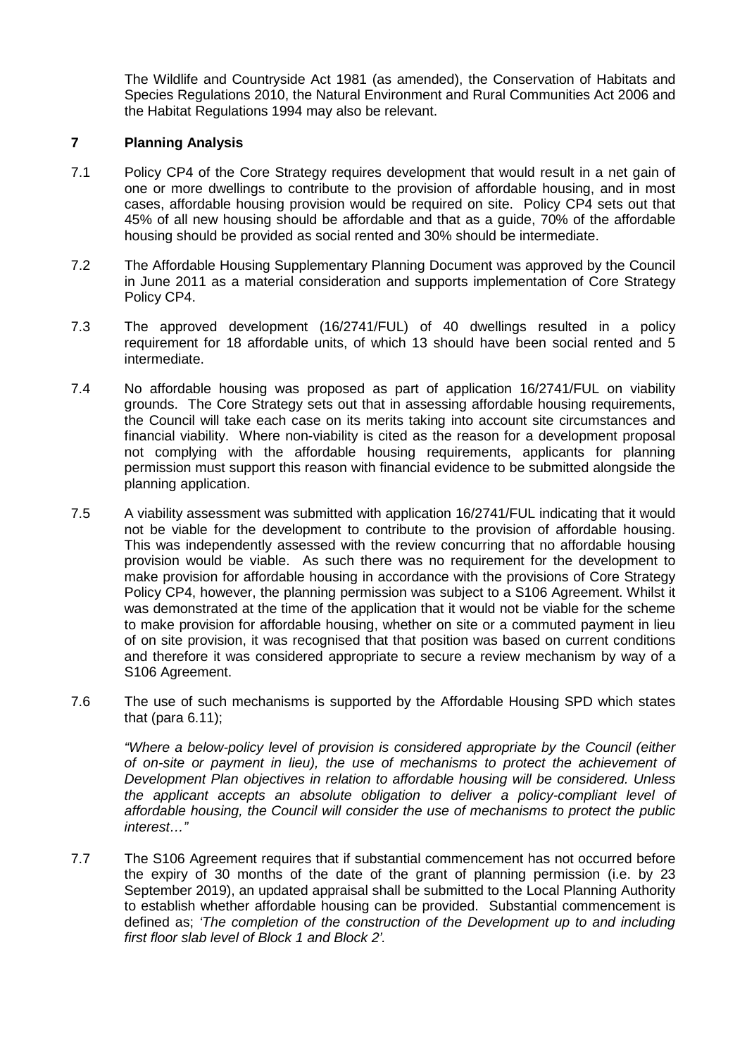The Wildlife and Countryside Act 1981 (as amended), the Conservation of Habitats and Species Regulations 2010, the Natural Environment and Rural Communities Act 2006 and the Habitat Regulations 1994 may also be relevant.

## 7 Planning Analysis

7.1 Policy CP4 of the Core Strategy requires development that would result in a net gain of one or more dwellings to contribute to the provision of affordable housing, and in most cases, affordable housing provision would be required on site. Policy CP4 sets out that 45% of all new housing should be affordable and that as a guide, 70% of the affordable housing should be provided as social rented and 30% should be intermediate.

7.2 The Affordable Housing Supplementary Planning Document was approved by the Council in June 2011 as a material consideration and supports implementation of Core Strategy Policy CP4.

7.3 The approved development (16/2741/FUL) of 40 dwellings resulted in a policy requirement for 18 affordable units, of which 13 should have been social rented and 5 intermediate.

7.4 No affordable housing was proposed as part of application 16/2741/FUL on viability grounds. The Core Strategy sets out that in assessing affordable housing requirements, the Council will take each case on its merits taking into account site circumstances and financial viability. Where non-viability is cited as the reason for a development proposal not complying with the affordable housing requirements, applicants for planning permission must support this reason with financial evidence to be submitted alongside the planning application.

7.5 A viability assessment was submitted with application 16/2741/FUL indicating that it would not be viable for the development to contribute to the provision of affordable housing. This was independently assessed with the review concurring that no affordable housing provision would be viable. As such there was no requirement for the development to make provision for affordable housing in accordance with the provisions of Core Strategy Policy CP4, however, the planning permission was subject to a S106 Agreement. Whilst it was demonstrated at the time of the application that it would not be viable for the scheme to make provision for affordable housing, whether on site or a commuted payment in lieu of on site provision, it was recognised that that position was based on current conditions and therefore it was considered appropriate to secure a review mechanism by way of a S106 Agreement.

7.6 The use of such mechanisms is supported by the Affordable Housing SPD which states that (para 6.11);

*"Where a below-policy level of provision is considered appropriate by the Council (either of on-site or payment in lieu), the use of mechanisms to protect the achievement of Development Plan objectives in relation to affordable housing will be considered. Unless the applicant accepts an absolute obligation to deliver a policy-compliant level of affordable housing, the Council will consider the use of mechanisms to protect the public interest…"*

7.7 The S106 Agreement requires that if substantial commencement has not occurred before the expiry of 30 months of the date of the grant of planning permission (i.e. by 23 September 2019), an updated appraisal shall be submitted to the Local Planning Authority to establish whether affordable housing can be provided. Substantial commencement is defined as; *'The completion of the construction of the Development up to and including first floor slab level of Block 1 and Block 2'.*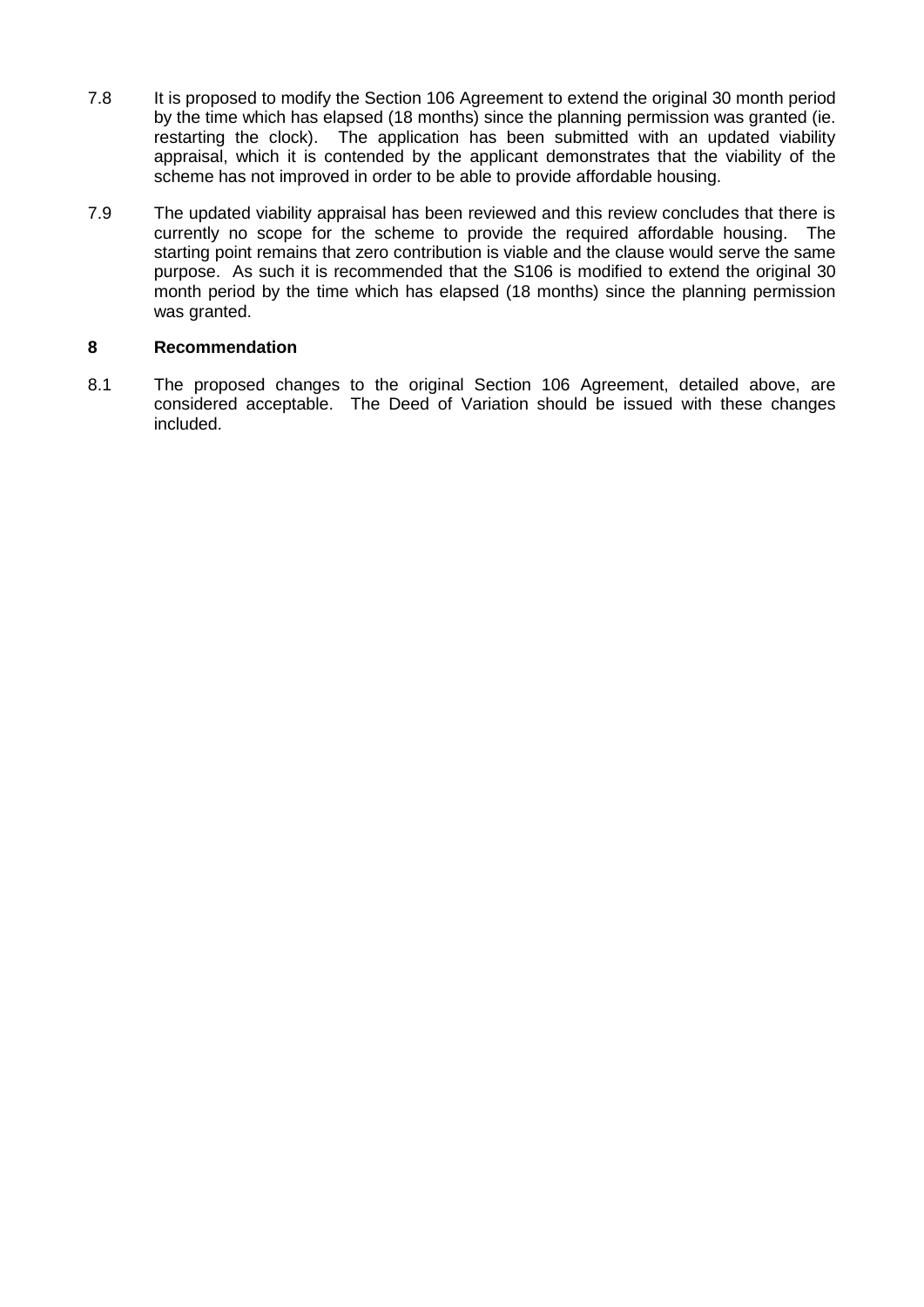7.8 It is proposed to modify the Section 106 Agreement to extend the original 30 month period by the time which has elapsed (18 months) since the planning permission was granted (ie. restarting the clock). The application has been submitted with an updated viability appraisal, which it is contended by the applicant demonstrates that the viability of the scheme has not improved in order to be able to provide affordable housing.

7.9 The updated viability appraisal has been reviewed and this review concludes that there is currently no scope for the scheme to provide the required affordable housing. The starting point remains that zero contribution is viable and the clause would serve the same purpose. As such it is recommended that the S106 is modified to extend the original 30 month period by the time which has elapsed (18 months) since the planning permission was granted.

## 8 Recommendation

8.1 The proposed changes to the original Section 106 Agreement, detailed above, are considered acceptable. The Deed of Variation should be issued with these changes included.